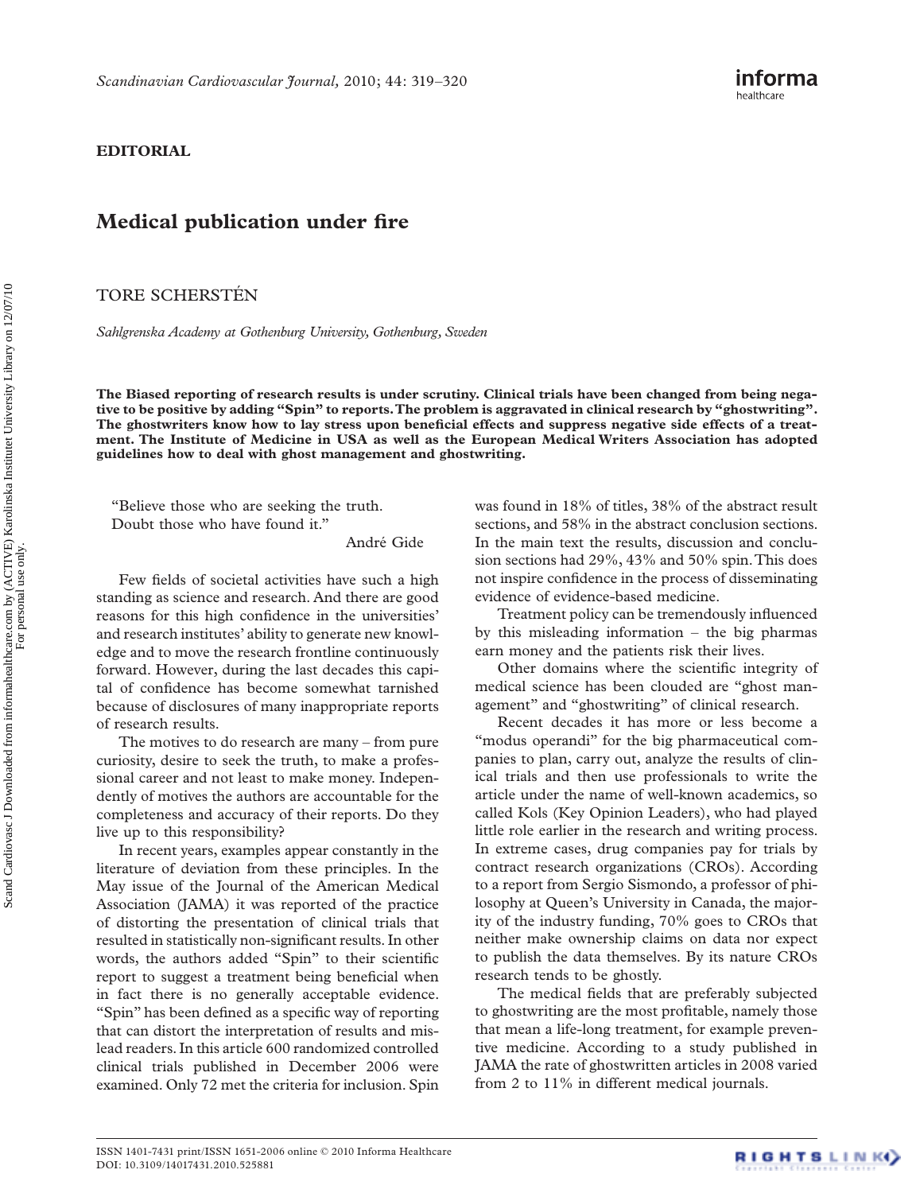**EDITORIAL**

# Medical publication under fire

TORE SCHERSTÉN

*Sahlgrenska Academy at Gothenburg University, Gothenburg, Sweden*

**The Biased reporting of research results is under scrutiny. Clinical trials have been changed from being negative to be positive by adding "Spin" to reports. The problem is aggravated in clinical research by "ghostwriting". The ghostwriters know how to lay stress upon beneficial effects and suppress negative side effects of a treatment. The Institute of Medicine in USA as well as the European Medical Writers Association has adopted guidelines how to deal with ghost management and ghostwriting.**

"Believe those who are seeking the truth.
Doubt those who have found it."

André Gide

Few fields of societal activities have such a high standing as science and research. And there are good reasons for this high confidence in the universities' and research institutes' ability to generate new knowledge and to move the research frontline continuously forward. However, during the last decades this capital of confidence has become somewhat tarnished because of disclosures of many inappropriate reports of research results.

The motives to do research are many – from pure curiosity, desire to seek the truth, to make a professional career and not least to make money. Independently of motives the authors are accountable for the completeness and accuracy of their reports. Do they live up to this responsibility?

In recent years, examples appear constantly in the literature of deviation from these principles. In the May issue of the Journal of the American Medical Association (JAMA) it was reported of the practice of distorting the presentation of clinical trials that resulted in statistically non-significant results. In other words, the authors added "Spin" to their scientific report to suggest a treatment being beneficial when in fact there is no generally acceptable evidence. "Spin" has been defined as a specific way of reporting that can distort the interpretation of results and mislead readers. In this article 600 randomized controlled clinical trials published in December 2006 were examined. Only 72 met the criteria for inclusion. Spin was found in 18% of titles, 38% of the abstract result sections, and 58% in the abstract conclusion sections. In the main text the results, discussion and conclusion sections had 29%, 43% and 50% spin. This does not inspire confidence in the process of disseminating evidence of evidence-based medicine.

Treatment policy can be tremendously influenced by this misleading information – the big pharmas earn money and the patients risk their lives.

Other domains where the scientific integrity of medical science has been clouded are "ghost management" and "ghostwriting" of clinical research.

Recent decades it has more or less become a "modus operandi" for the big pharmaceutical companies to plan, carry out, analyze the results of clinical trials and then use professionals to write the article under the name of well-known academics, so called Kols (Key Opinion Leaders), who had played little role earlier in the research and writing process. In extreme cases, drug companies pay for trials by contract research organizations (CROs). According to a report from Sergio Sismondo, a professor of philosophy at Queen's University in Canada, the majority of the industry funding, 70% goes to CROs that neither make ownership claims on data nor expect to publish the data themselves. By its nature CROs research tends to be ghostly.

The medical fields that are preferably subjected to ghostwriting are the most profitable, namely those that mean a life-long treatment, for example preventive medicine. According to a study published in JAMA the rate of ghostwritten articles in 2008 varied from 2 to 11% in different medical journals.

ISSN 1401-7431 print/ISSN 1651-2006 online © 2010 Informa Healthcare
DOI: 10.3109/14017431.2010.525881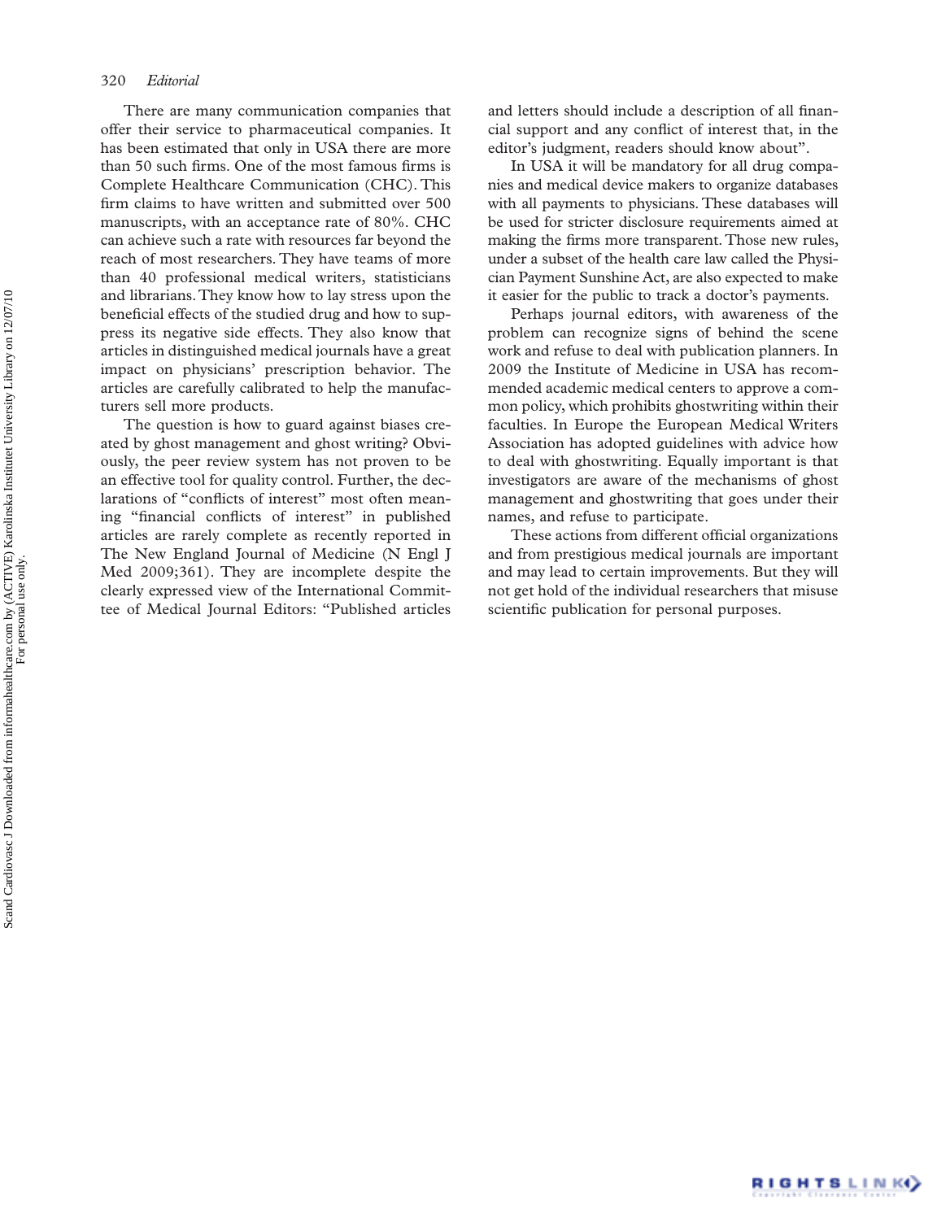There are many communication companies that offer their service to pharmaceutical companies. It has been estimated that only in USA there are more than 50 such firms. One of the most famous firms is Complete Healthcare Communication (CHC). This firm claims to have written and submitted over 500 manuscripts, with an acceptance rate of 80%. CHC can achieve such a rate with resources far beyond the reach of most researchers. They have teams of more than 40 professional medical writers, statisticians and librarians. They know how to lay stress upon the beneficial effects of the studied drug and how to suppress its negative side effects. They also know that articles in distinguished medical journals have a great impact on physicians' prescription behavior. The articles are carefully calibrated to help the manufacturers sell more products.

The question is how to guard against biases created by ghost management and ghost writing? Obviously, the peer review system has not proven to be an effective tool for quality control. Further, the declarations of "conflicts of interest" most often meaning "financial conflicts of interest" in published articles are rarely complete as recently reported in The New England Journal of Medicine (N Engl J Med 2009;361). They are incomplete despite the clearly expressed view of the International Committee of Medical Journal Editors: "Published articles and letters should include a description of all financial support and any conflict of interest that, in the editor's judgment, readers should know about".

In USA it will be mandatory for all drug companies and medical device makers to organize databases with all payments to physicians. These databases will be used for stricter disclosure requirements aimed at making the firms more transparent. Those new rules, under a subset of the health care law called the Physician Payment Sunshine Act, are also expected to make it easier for the public to track a doctor's payments.

Perhaps journal editors, with awareness of the problem can recognize signs of behind the scene work and refuse to deal with publication planners. In 2009 the Institute of Medicine in USA has recommended academic medical centers to approve a common policy, which prohibits ghostwriting within their faculties. In Europe the European Medical Writers Association has adopted guidelines with advice how to deal with ghostwriting. Equally important is that investigators are aware of the mechanisms of ghost management and ghostwriting that goes under their names, and refuse to participate.

These actions from different official organizations and from prestigious medical journals are important and may lead to certain improvements. But they will not get hold of the individual researchers that misuse scientific publication for personal purposes.